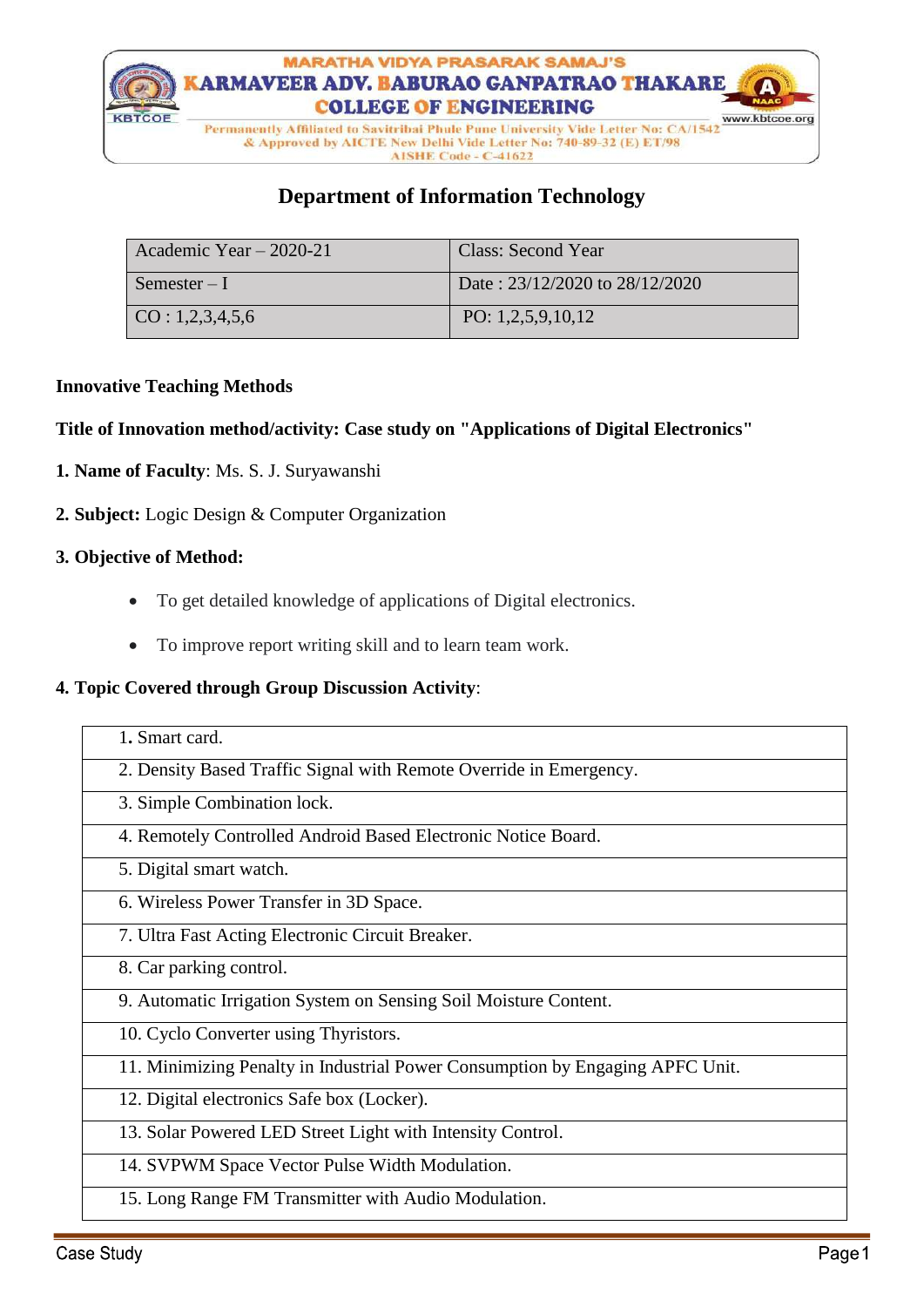MARATHA VIDYA PRASARAK SAMAJ'S

KARMAVEER ADV. BABURAO GANPATRAO THAKARE COLLEGE OF ENGINEERING

Permanently Affiliated to Savitribai Phule Pune University Vide Letter No: CA/1542 & Approved by AICTE New Delhi Vide Letter No: 740-89-32 (E) ET/98

AISHE Code - C-41622

www.kbtcoe.org

## Department of Information Technology

| Academic Year – 2020-21 | Class: Second Year |
|---|---|
| Semester – I | Date : 23/12/2020 to 28/12/2020 |
| CO : 1,2,3,4,5,6 | PO: 1,2,5,9,10,12 |

**Innovative Teaching Methods**

**Title of Innovation method/activity: Case study on "Applications of Digital Electronics"**

**1. Name of Faculty**: Ms. S. J. Suryawanshi

**2. Subject:** Logic Design & Computer Organization

**3. Objective of Method:**

- To get detailed knowledge of applications of Digital electronics.
- To improve report writing skill and to learn team work.

**4. Topic Covered through Group Discussion Activity**:

| |
|---|
| 1. Smart card. |
| 2. Density Based Traffic Signal with Remote Override in Emergency. |
| 3. Simple Combination lock. |
| 4. Remotely Controlled Android Based Electronic Notice Board. |
| 5. Digital smart watch. |
| 6. Wireless Power Transfer in 3D Space. |
| 7. Ultra Fast Acting Electronic Circuit Breaker. |
| 8. Car parking control. |
| 9. Automatic Irrigation System on Sensing Soil Moisture Content. |
| 10. Cyclo Converter using Thyristors. |
| 11. Minimizing Penalty in Industrial Power Consumption by Engaging APFC Unit. |
| 12. Digital electronics Safe box (Locker). |
| 13. Solar Powered LED Street Light with Intensity Control. |
| 14. SVPWM Space Vector Pulse Width Modulation. |
| 15. Long Range FM Transmitter with Audio Modulation. |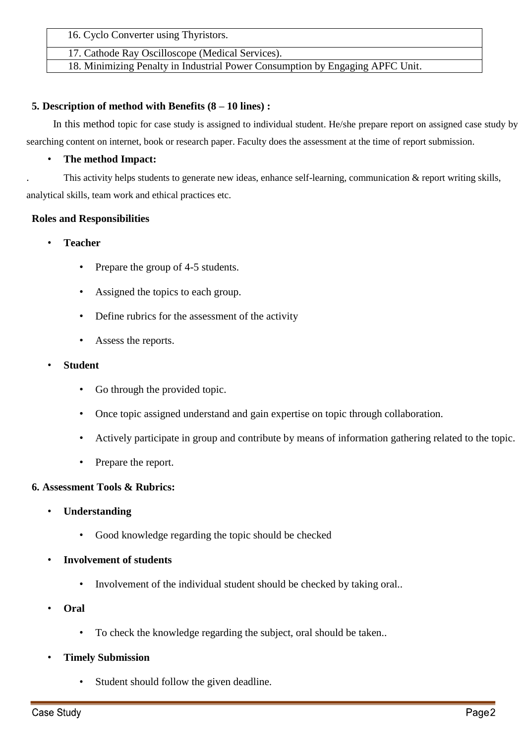| 16. Cyclo Converter using Thyristors. |
|---|
| 17. Cathode Ray Oscilloscope (Medical Services). |
| 18. Minimizing Penalty in Industrial Power Consumption by Engaging APFC Unit. |

**5. Description of method with Benefits (8 – 10 lines) :**

In this method topic for case study is assigned to individual student. He/she prepare report on assigned case study by searching content on internet, book or research paper. Faculty does the assessment at the time of report submission.

- **The method Impact:**

. This activity helps students to generate new ideas, enhance self-learning, communication & report writing skills, analytical skills, team work and ethical practices etc.

**Roles and Responsibilities**

- **Teacher**
  - Prepare the group of 4-5 students.
  - Assigned the topics to each group.
  - Define rubrics for the assessment of the activity
  - Assess the reports.
- **Student**
  - Go through the provided topic.
  - Once topic assigned understand and gain expertise on topic through collaboration.
  - Actively participate in group and contribute by means of information gathering related to the topic.
  - Prepare the report.

**6. Assessment Tools & Rubrics:**

- **Understanding**
  - Good knowledge regarding the topic should be checked
- **Involvement of students**
  - Involvement of the individual student should be checked by taking oral..
- **Oral**
  - To check the knowledge regarding the subject, oral should be taken..
- **Timely Submission**
  - Student should follow the given deadline.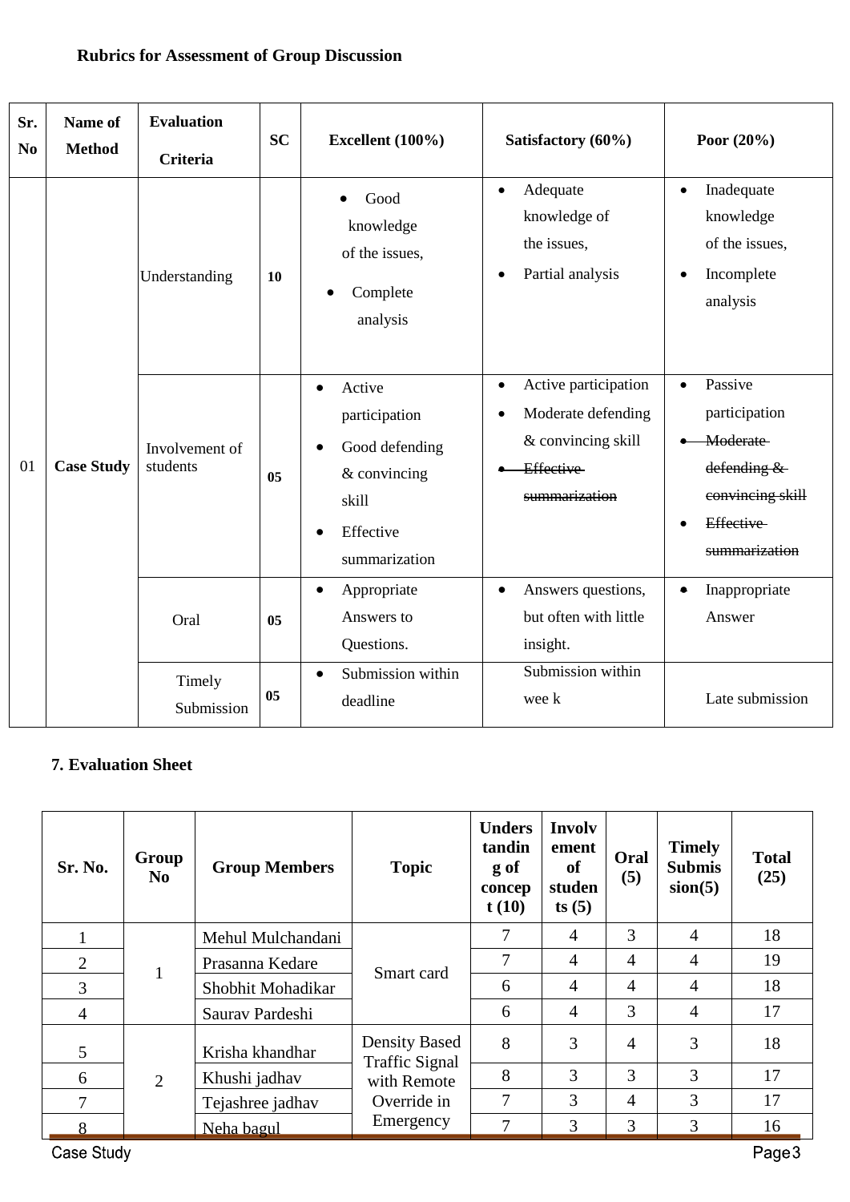**Rubrics for Assessment of Group Discussion**

| Sr. No | Name of Method | Evaluation Criteria | SC | Excellent (100%) | Satisfactory (60%) | Poor (20%) |
|---|---|---|---|---|---|---|
| 01 | Case Study | Understanding | 10 | • Good knowledge of the issues, <br> • Complete analysis | • Adequate knowledge of the issues, <br> • Partial analysis | • Inadequate knowledge of the issues, <br> • Incomplete analysis |
| | | Involvement of students | 05 | • Active participation <br> • Good defending & convincing skill <br> • Effective summarization | • Active participation <br> • Moderate defending & convincing skill <br> • ~~Effective summarization~~ | • Passive participation <br> • ~~Moderate defending & convincing skill~~ <br> • ~~Effective summarization~~ |
| | | Oral | 05 | • Appropriate Answers to Questions. | • Answers questions, but often with little insight. | • Inappropriate Answer |
| | | Timely Submission | 05 | • Submission within deadline | Submission within wee k | Late submission |

**7. Evaluation Sheet**

| Sr. No. | Group No | Group Members | Topic | Understanding of concept (10) | Involvement of students (5) | Oral (5) | Timely Submission(5) | Total (25) |
|---|---|---|---|---|---|---|---|---|
| 1 | 1 | Mehul Mulchandani | Smart card | 7 | 4 | 3 | 4 | 18 |
| 2 | | Prasanna Kedare | | 7 | 4 | 4 | 4 | 19 |
| 3 | | Shobhit Mohadikar | | 6 | 4 | 4 | 4 | 18 |
| 4 | | Saurav Pardeshi | | 6 | 4 | 3 | 4 | 17 |
| 5 | 2 | Krisha khandhar | Density Based Traffic Signal with Remote Override in Emergency | 8 | 3 | 4 | 3 | 18 |
| 6 | | Khushi jadhav | | 8 | 3 | 3 | 3 | 17 |
| 7 | | Tejashree jadhav | | 7 | 3 | 4 | 3 | 17 |
| 8 | | Neha bagul | | 7 | 3 | 3 | 3 | 16 |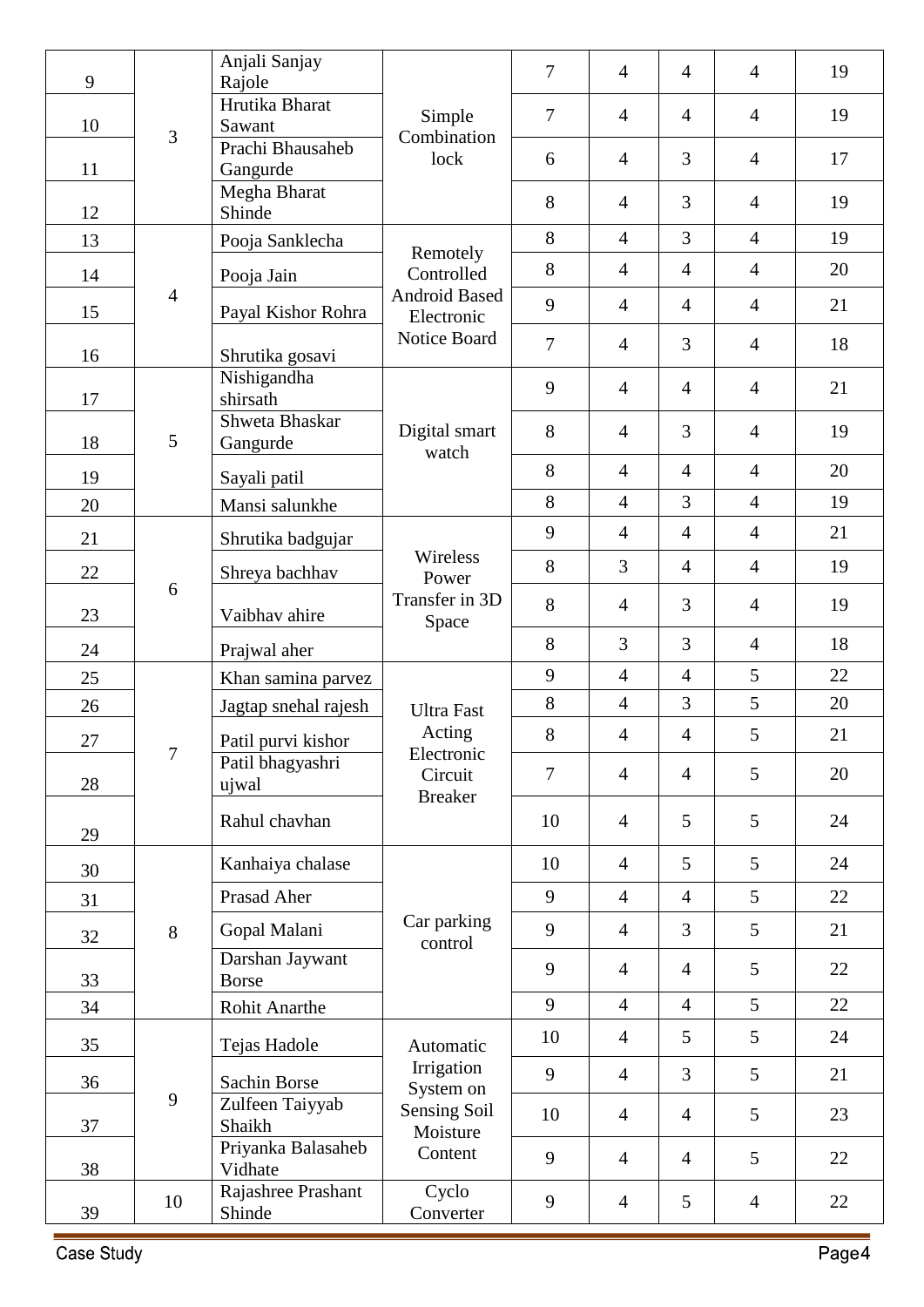| | | | | | | | | |
|---|---|---|---|---|---|---|---|---|
| 9 | 3 | Anjali Sanjay Rajole | Simple Combination lock | 7 | 4 | 4 | 4 | 19 |
| 10 | | Hrutika Bharat Sawant | | 7 | 4 | 4 | 4 | 19 |
| 11 | | Prachi Bhausaheb Gangurde | | 6 | 4 | 3 | 4 | 17 |
| 12 | | Megha Bharat Shinde | | 8 | 4 | 3 | 4 | 19 |
| 13 | 4 | Pooja Sanklecha | Remotely Controlled Android Based Electronic Notice Board | 8 | 4 | 3 | 4 | 19 |
| 14 | | Pooja Jain | | 8 | 4 | 4 | 4 | 20 |
| 15 | | Payal Kishor Rohra | | 9 | 4 | 4 | 4 | 21 |
| 16 | | Shrutika gosavi | | 7 | 4 | 3 | 4 | 18 |
| 17 | 5 | Nishigandha shirsath | Digital smart watch | 9 | 4 | 4 | 4 | 21 |
| 18 | | Shweta Bhaskar Gangurde | | 8 | 4 | 3 | 4 | 19 |
| 19 | | Sayali patil | | 8 | 4 | 4 | 4 | 20 |
| 20 | | Mansi salunkhe | | 8 | 4 | 3 | 4 | 19 |
| 21 | 6 | Shrutika badgujar | Wireless Power Transfer in 3D Space | 9 | 4 | 4 | 4 | 21 |
| 22 | | Shreya bachhav | | 8 | 3 | 4 | 4 | 19 |
| 23 | | Vaibhav ahire | | 8 | 4 | 3 | 4 | 19 |
| 24 | | Prajwal aher | | 8 | 3 | 3 | 4 | 18 |
| 25 | 7 | Khan samina parvez | Ultra Fast Acting Electronic Circuit Breaker | 9 | 4 | 4 | 5 | 22 |
| 26 | | Jagtap snehal rajesh | | 8 | 4 | 3 | 5 | 20 |
| 27 | | Patil purvi kishor | | 8 | 4 | 4 | 5 | 21 |
| 28 | | Patil bhagyashri ujwal | | 7 | 4 | 4 | 5 | 20 |
| 29 | | Rahul chavhan | | 10 | 4 | 5 | 5 | 24 |
| 30 | 8 | Kanhaiya chalase | Car parking control | 10 | 4 | 5 | 5 | 24 |
| 31 | | Prasad Aher | | 9 | 4 | 4 | 5 | 22 |
| 32 | | Gopal Malani | | 9 | 4 | 3 | 5 | 21 |
| 33 | | Darshan Jaywant Borse | | 9 | 4 | 4 | 5 | 22 |
| 34 | | Rohit Anarthe | | 9 | 4 | 4 | 5 | 22 |
| 35 | 9 | Tejas Hadole | Automatic Irrigation System on Sensing Soil Moisture Content | 10 | 4 | 5 | 5 | 24 |
| 36 | | Sachin Borse | | 9 | 4 | 3 | 5 | 21 |
| 37 | | Zulfeen Taiyyab Shaikh | | 10 | 4 | 4 | 5 | 23 |
| 38 | | Priyanka Balasaheb Vidhate | | 9 | 4 | 4 | 5 | 22 |
| 39 | 10 | Rajashree Prashant Shinde | Cyclo Converter | 9 | 4 | 5 | 4 | 22 |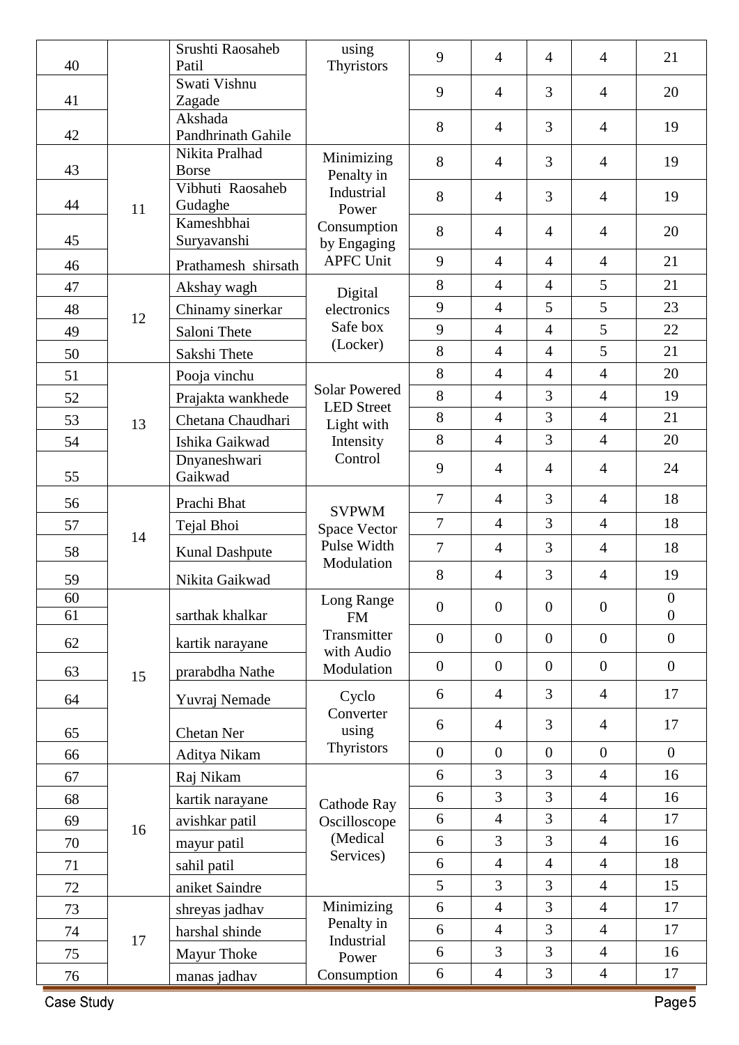| 40 | | Srushti Raosaheb Patil | using Thyristors | 9 | 4 | 4 | 4 | 21 |
|---|---|---|---|---|---|---|---|---|
| 41 | | Swati Vishnu Zagade | | 9 | 4 | 3 | 4 | 20 |
| 42 | | Akshada Pandhrinath Gahile | | 8 | 4 | 3 | 4 | 19 |
| 43 | 11 | Nikita Pralhad Borse | Minimizing Penalty in Industrial Power Consumption by Engaging APFC Unit | 8 | 4 | 3 | 4 | 19 |
| 44 | | Vibhuti Raosaheb Gudaghe | | 8 | 4 | 3 | 4 | 19 |
| 45 | | Kameshbhai Suryavanshi | | 8 | 4 | 4 | 4 | 20 |
| 46 | | Prathamesh shirsath | | 9 | 4 | 4 | 4 | 21 |
| 47 | 12 | Akshay wagh | Digital electronics Safe box (Locker) | 8 | 4 | 4 | 5 | 21 |
| 48 | | Chinamy sinerkar | | 9 | 4 | 5 | 5 | 23 |
| 49 | | Saloni Thete | | 9 | 4 | 4 | 5 | 22 |
| 50 | | Sakshi Thete | | 8 | 4 | 4 | 5 | 21 |
| 51 | 13 | Pooja vinchu | Solar Powered LED Street Light with Intensity Control | 8 | 4 | 4 | 4 | 20 |
| 52 | | Prajakta wankhede | | 8 | 4 | 3 | 4 | 19 |
| 53 | | Chetana Chaudhari | | 8 | 4 | 3 | 4 | 21 |
| 54 | | Ishika Gaikwad | | 8 | 4 | 3 | 4 | 20 |
| 55 | | Dnyaneshwari Gaikwad | | 9 | 4 | 4 | 4 | 24 |
| 56 | 14 | Prachi Bhat | SVPWM Space Vector Pulse Width Modulation | 7 | 4 | 3 | 4 | 18 |
| 57 | | Tejal Bhoi | | 7 | 4 | 3 | 4 | 18 |
| 58 | | Kunal Dashpute | | 7 | 4 | 3 | 4 | 18 |
| 59 | | Nikita Gaikwad | | 8 | 4 | 3 | 4 | 19 |
| 60 | 15 | | Long Range FM Transmitter with Audio Modulation | 0 | 0 | 0 | 0 | 0 |
| 61 | | sarthak khalkar | | | | | | 0 |
| 62 | | kartik narayane | | 0 | 0 | 0 | 0 | 0 |
| 63 | | prarabdha Nathe | | 0 | 0 | 0 | 0 | 0 |
| 64 | | Yuvraj Nemade | Cyclo Converter using Thyristors | 6 | 4 | 3 | 4 | 17 |
| 65 | | Chetan Ner | | 6 | 4 | 3 | 4 | 17 |
| 66 | | Aditya Nikam | | 0 | 0 | 0 | 0 | 0 |
| 67 | 16 | Raj Nikam | Cathode Ray Oscilloscope (Medical Services) | 6 | 3 | 3 | 4 | 16 |
| 68 | | kartik narayane | | 6 | 3 | 3 | 4 | 16 |
| 69 | | avishkar patil | | 6 | 4 | 3 | 4 | 17 |
| 70 | | mayur patil | | 6 | 3 | 3 | 4 | 16 |
| 71 | | sahil patil | | 6 | 4 | 4 | 4 | 18 |
| 72 | | aniket Saindre | | 5 | 3 | 3 | 4 | 15 |
| 73 | 17 | shreyas jadhav | Minimizing Penalty in Industrial Power Consumption | 6 | 4 | 3 | 4 | 17 |
| 74 | | harshal shinde | | 6 | 4 | 3 | 4 | 17 |
| 75 | | Mayur Thoke | | 6 | 3 | 3 | 4 | 16 |
| 76 | | manas jadhav | | 6 | 4 | 3 | 4 | 17 |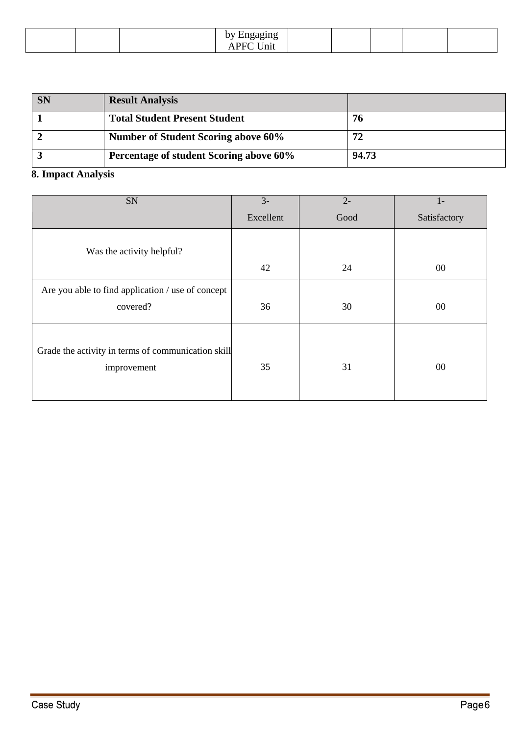| | | | by Engaging APFC Unit | | | | | |
|---|---|---|---|---|---|---|---|---|

| SN | Result Analysis | |
|---|---|---|
| 1 | Total Student Present Student | 76 |
| 2 | Number of Student Scoring above 60% | 72 |
| 3 | Percentage of student Scoring above 60% | 94.73 |

**8. Impact Analysis**

| SN | 3- Excellent | 2- Good | 1- Satisfactory |
|---|---|---|---|
| Was the activity helpful? | 42 | 24 | 00 |
| Are you able to find application / use of concept covered? | 36 | 30 | 00 |
| Grade the activity in terms of communication skill improvement | 35 | 31 | 00 |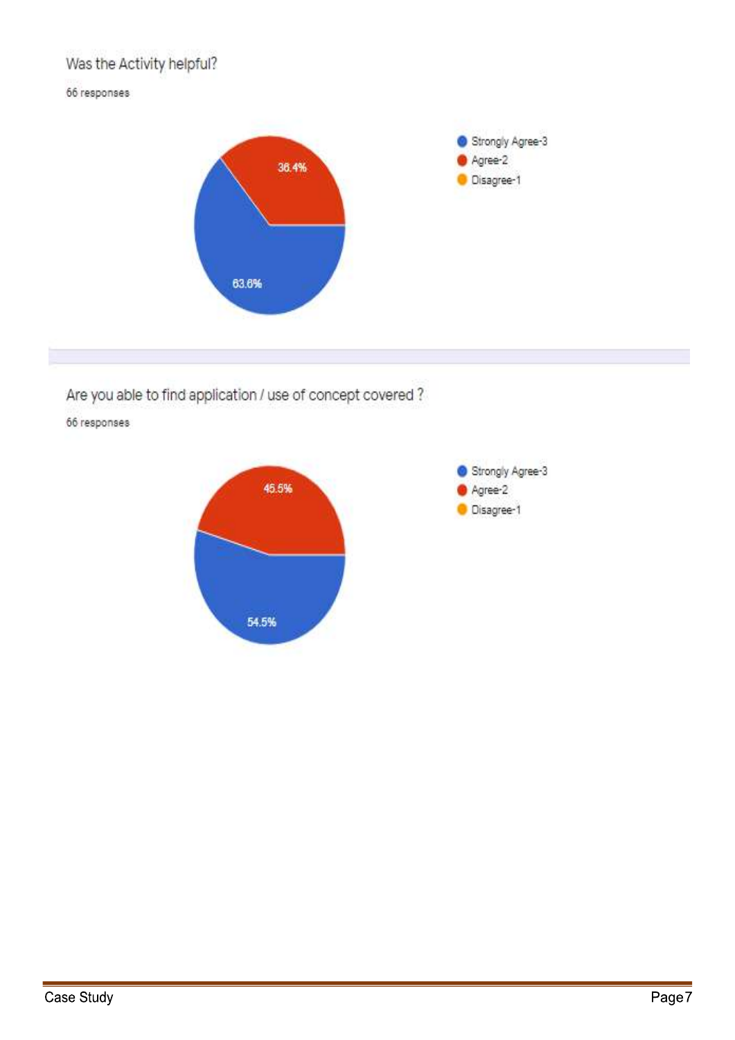Was the Activity helpful?

66 responses

- Strongly Agree-3: 63.6%
- Agree-2: 36.4%
- Disagree-1

Are you able to find application / use of concept covered ?

66 responses

- Strongly Agree-3: 54.5%
- Agree-2: 45.5%
- Disagree-1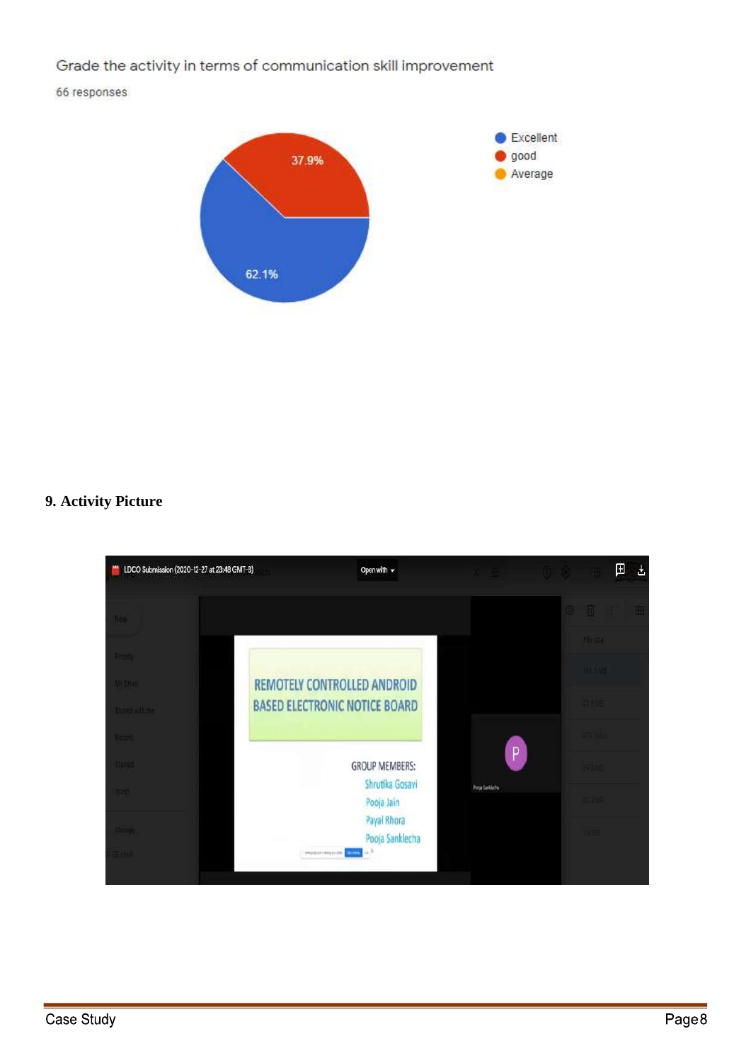Grade the activity in terms of communication skill improvement

66 responses

- Excellent: 62.1%
- good: 37.9%
- Average

## 9. Activity Picture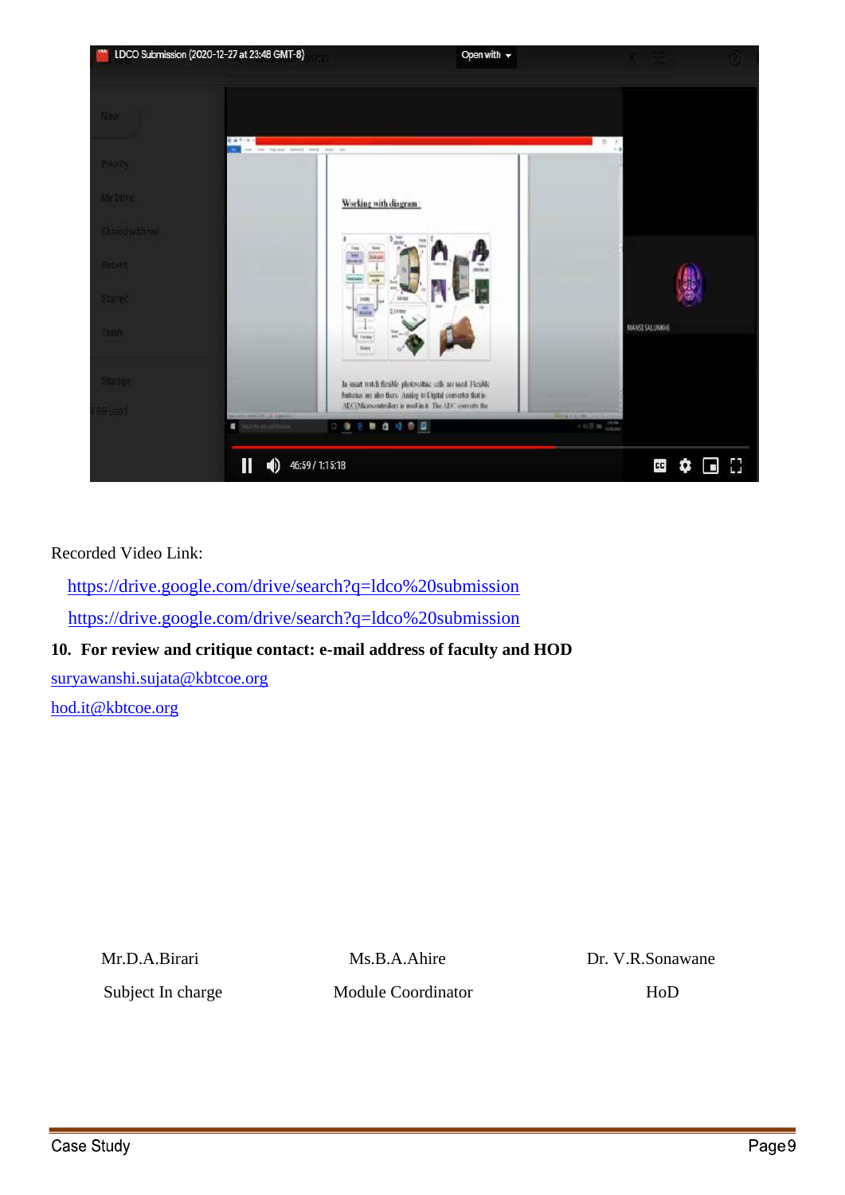Recorded Video Link:

https://drive.google.com/drive/search?q=ldco%20submission

https://drive.google.com/drive/search?q=ldco%20submission

**10. For review and critique contact: e-mail address of faculty and HOD**

suryawanshi.sujata@kbtcoe.org

hod.it@kbtcoe.org

| | | |
|---|---|---|
| Mr.D.A.Birari | Ms.B.A.Ahire | Dr. V.R.Sonawane |
| Subject In charge | Module Coordinator | HoD |